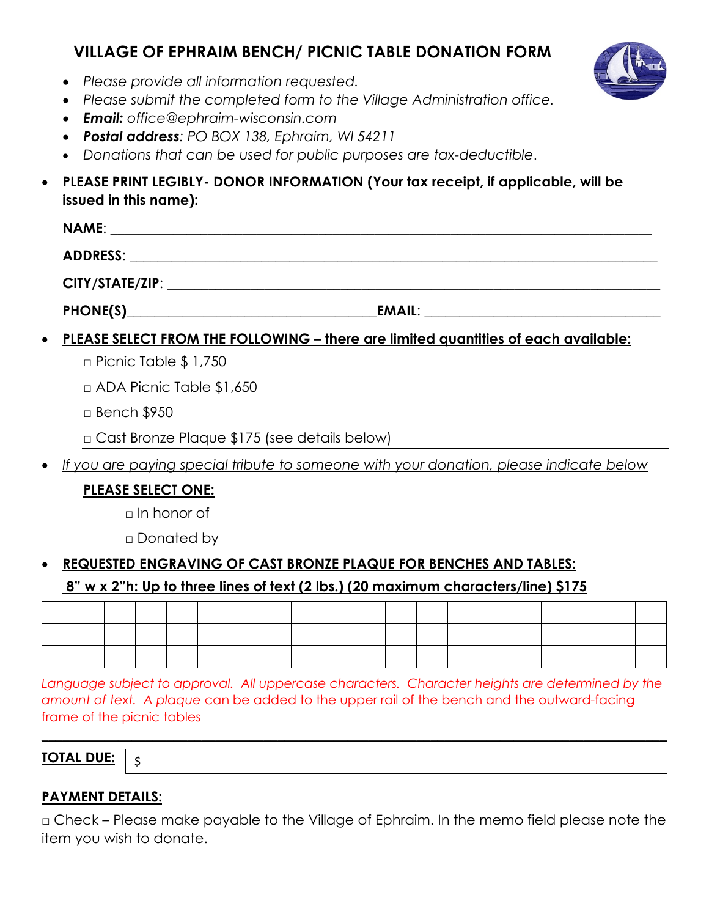# VILLAGE OF EPHRAIM BENCH/ PICNIC TABLE DONATION FORM

- *Please provide all information requested.*
- *Please submit the completed form to the Village Administration office.*
- ***Email:** office@ephraim-wisconsin.com*
- ***Postal address**: PO BOX 138, Ephraim, WI 54211*
- *Donations that can be used for public purposes are tax-deductible.*

---

- **PLEASE PRINT LEGIBLY- DONOR INFORMATION (Your tax receipt, if applicable, will be issued in this name):**

  **NAME**: ______________________________________________________________________

  **ADDRESS**: ____________________________________________________________________

  **CITY/STATE/ZIP**: _______________________________________________________________

  **PHONE(S)**________________________________ **EMAIL**: ____________________________

- **PLEASE SELECT FROM THE FOLLOWING – there are limited quantities of each available:**

  □ Picnic Table $ 1,750

  □ ADA Picnic Table $1,650

  □ Bench $950

  □ Cast Bronze Plaque $175 (see details below)

---

- *If you are paying special tribute to someone with your donation, please indicate below*

  **PLEASE SELECT ONE:**

  □ In honor of

  □ Donated by

- **REQUESTED ENGRAVING OF CAST BRONZE PLAQUE FOR BENCHES AND TABLES:**

  **8" w x 2"h: Up to three lines of text (2 lbs.) (20 maximum characters/line) $175**

| | | | | | | | | | | | | | | | | | | | |
|---|---|---|---|---|---|---|---|---|---|---|---|---|---|---|---|---|---|---|---|
| | | | | | | | | | | | | | | | | | | | |
| | | | | | | | | | | | | | | | | | | | |

*Language subject to approval. All uppercase characters. Character heights are determined by the amount of text. A plaque* can be added to the upper rail of the bench and the outward-facing frame of the picnic tables

---

**TOTAL DUE:** $

**PAYMENT DETAILS:**

□ Check – Please make payable to the Village of Ephraim. In the memo field please note the item you wish to donate.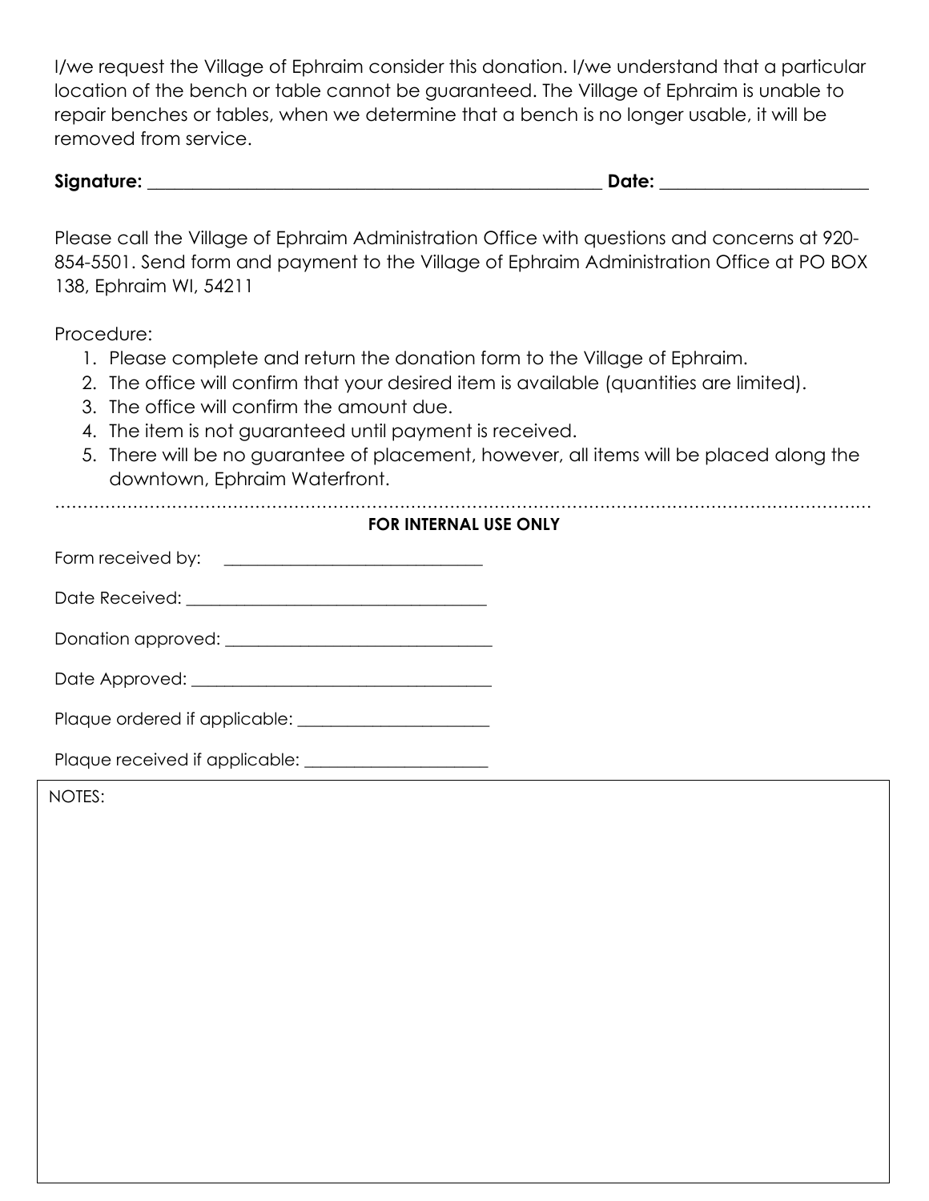I/we request the Village of Ephraim consider this donation. I/we understand that a particular location of the bench or table cannot be guaranteed. The Village of Ephraim is unable to repair benches or tables, when we determine that a bench is no longer usable, it will be removed from service.

**Signature:** ______________________________________________ **Date:** ____________________

Please call the Village of Ephraim Administration Office with questions and concerns at 920-854-5501. Send form and payment to the Village of Ephraim Administration Office at PO BOX 138, Ephraim WI, 54211

Procedure:

1. Please complete and return the donation form to the Village of Ephraim.
2. The office will confirm that your desired item is available (quantities are limited).
3. The office will confirm the amount due.
4. The item is not guaranteed until payment is received.
5. There will be no guarantee of placement, however, all items will be placed along the downtown, Ephraim Waterfront.

**FOR INTERNAL USE ONLY**

Form received by: ___________________________

Date Received: ______________________________

Donation approved: ___________________________

Date Approved: ______________________________

Plaque ordered if applicable: __________________

Plaque received if applicable: _________________

NOTES: